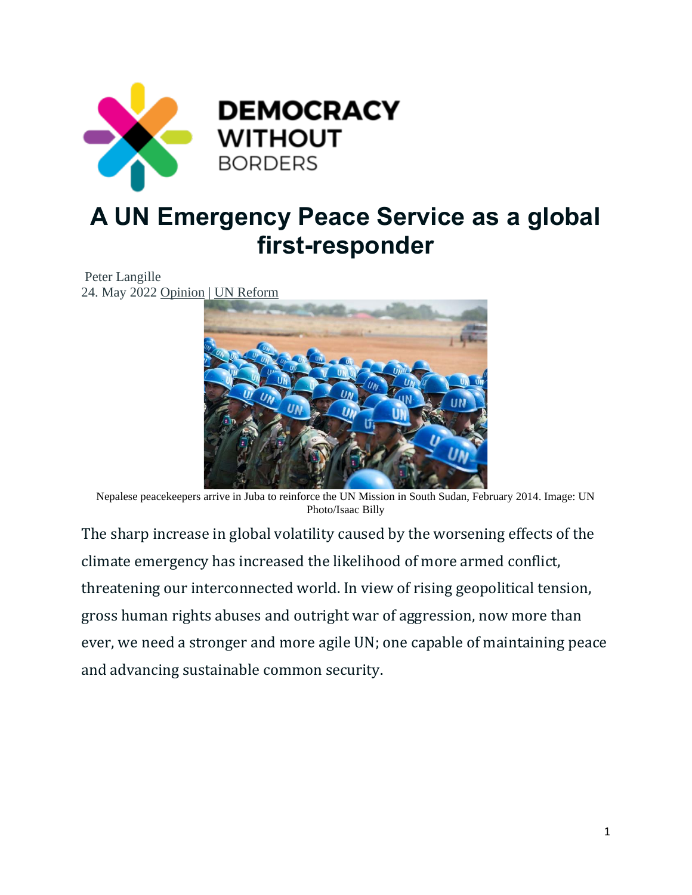DEMOCRACY WITHOUT BORDERS

# A UN Emergency Peace Service as a global first-responder

Peter Langille
24. May 2022 Opinion | UN Reform

Nepalese peacekeepers arrive in Juba to reinforce the UN Mission in South Sudan, February 2014. Image: UN Photo/Isaac Billy

The sharp increase in global volatility caused by the worsening effects of the climate emergency has increased the likelihood of more armed conflict, threatening our interconnected world. In view of rising geopolitical tension, gross human rights abuses and outright war of aggression, now more than ever, we need a stronger and more agile UN; one capable of maintaining peace and advancing sustainable common security.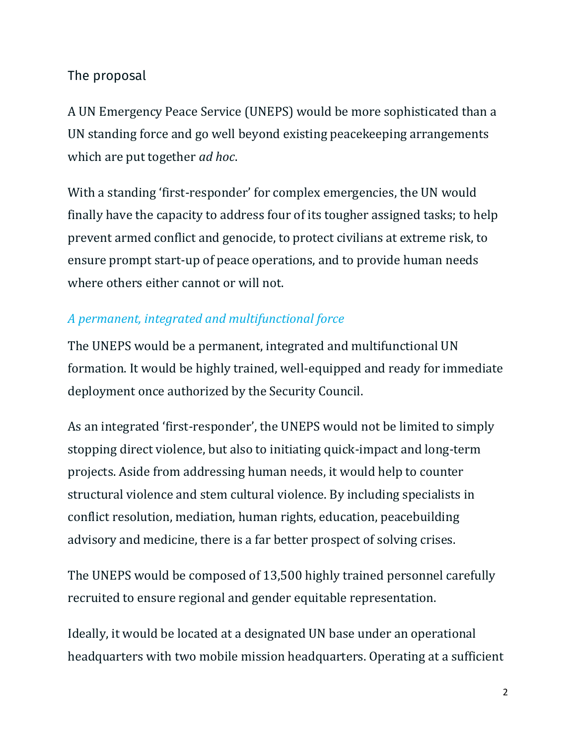## The proposal

A UN Emergency Peace Service (UNEPS) would be more sophisticated than a UN standing force and go well beyond existing peacekeeping arrangements which are put together *ad hoc*.

With a standing 'first-responder' for complex emergencies, the UN would finally have the capacity to address four of its tougher assigned tasks; to help prevent armed conflict and genocide, to protect civilians at extreme risk, to ensure prompt start-up of peace operations, and to provide human needs where others either cannot or will not.

### *A permanent, integrated and multifunctional force*

The UNEPS would be a permanent, integrated and multifunctional UN formation. It would be highly trained, well-equipped and ready for immediate deployment once authorized by the Security Council.

As an integrated 'first-responder', the UNEPS would not be limited to simply stopping direct violence, but also to initiating quick-impact and long-term projects. Aside from addressing human needs, it would help to counter structural violence and stem cultural violence. By including specialists in conflict resolution, mediation, human rights, education, peacebuilding advisory and medicine, there is a far better prospect of solving crises.

The UNEPS would be composed of 13,500 highly trained personnel carefully recruited to ensure regional and gender equitable representation.

Ideally, it would be located at a designated UN base under an operational headquarters with two mobile mission headquarters. Operating at a sufficient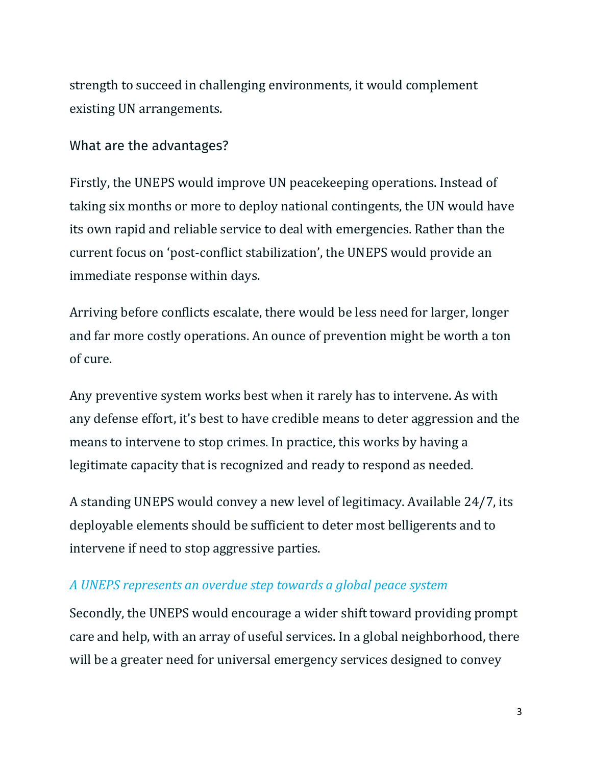strength to succeed in challenging environments, it would complement existing UN arrangements.

## What are the advantages?

Firstly, the UNEPS would improve UN peacekeeping operations. Instead of taking six months or more to deploy national contingents, the UN would have its own rapid and reliable service to deal with emergencies. Rather than the current focus on 'post-conflict stabilization', the UNEPS would provide an immediate response within days.

Arriving before conflicts escalate, there would be less need for larger, longer and far more costly operations. An ounce of prevention might be worth a ton of cure.

Any preventive system works best when it rarely has to intervene. As with any defense effort, it's best to have credible means to deter aggression and the means to intervene to stop crimes. In practice, this works by having a legitimate capacity that is recognized and ready to respond as needed.

A standing UNEPS would convey a new level of legitimacy. Available 24/7, its deployable elements should be sufficient to deter most belligerents and to intervene if need to stop aggressive parties.

*A UNEPS represents an overdue step towards a global peace system*

Secondly, the UNEPS would encourage a wider shift toward providing prompt care and help, with an array of useful services. In a global neighborhood, there will be a greater need for universal emergency services designed to convey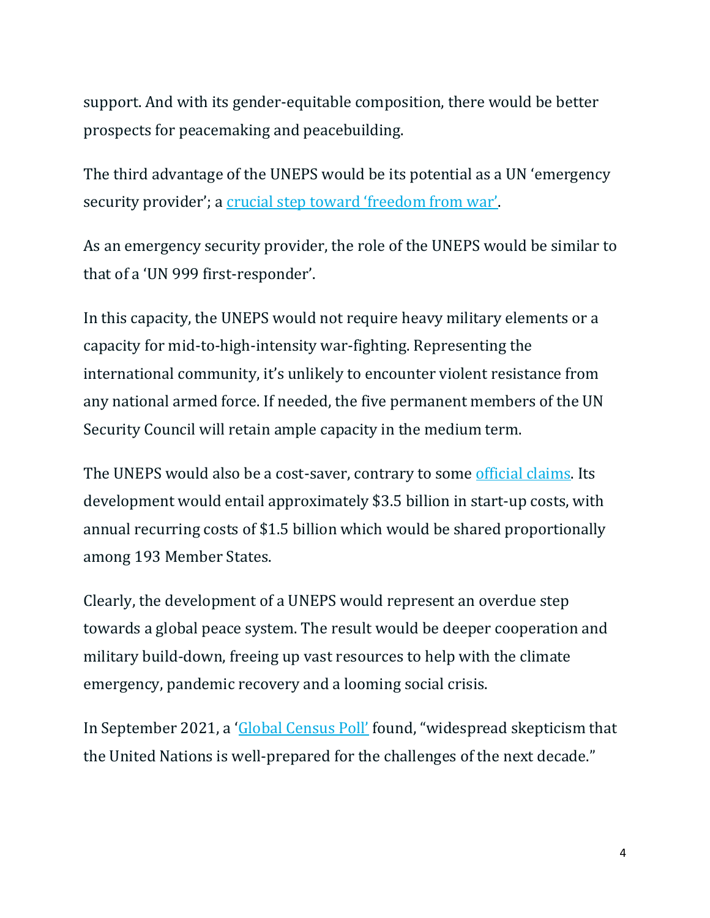support. And with its gender-equitable composition, there would be better prospects for peacemaking and peacebuilding.

The third advantage of the UNEPS would be its potential as a UN 'emergency security provider'; a crucial step toward 'freedom from war'.

As an emergency security provider, the role of the UNEPS would be similar to that of a 'UN 999 first-responder'.

In this capacity, the UNEPS would not require heavy military elements or a capacity for mid-to-high-intensity war-fighting. Representing the international community, it's unlikely to encounter violent resistance from any national armed force. If needed, the five permanent members of the UN Security Council will retain ample capacity in the medium term.

The UNEPS would also be a cost-saver, contrary to some official claims. Its development would entail approximately $3.5 billion in start-up costs, with annual recurring costs of $1.5 billion which would be shared proportionally among 193 Member States.

Clearly, the development of a UNEPS would represent an overdue step towards a global peace system. The result would be deeper cooperation and military build-down, freeing up vast resources to help with the climate emergency, pandemic recovery and a looming social crisis.

In September 2021, a 'Global Census Poll' found, "widespread skepticism that the United Nations is well-prepared for the challenges of the next decade."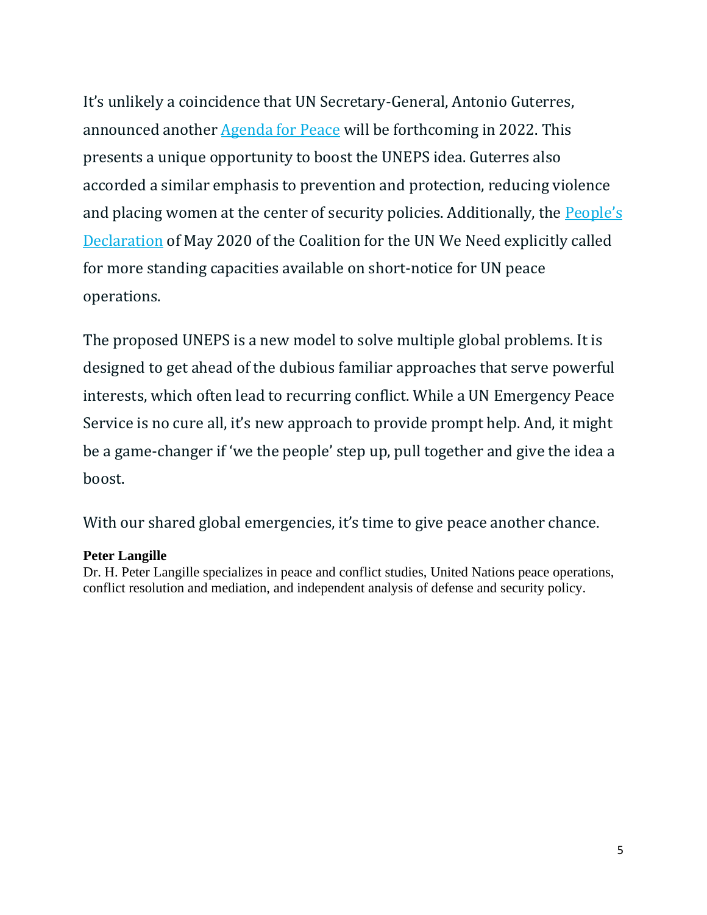It's unlikely a coincidence that UN Secretary-General, Antonio Guterres, announced another Agenda for Peace will be forthcoming in 2022. This presents a unique opportunity to boost the UNEPS idea. Guterres also accorded a similar emphasis to prevention and protection, reducing violence and placing women at the center of security policies. Additionally, the People's Declaration of May 2020 of the Coalition for the UN We Need explicitly called for more standing capacities available on short-notice for UN peace operations.

The proposed UNEPS is a new model to solve multiple global problems. It is designed to get ahead of the dubious familiar approaches that serve powerful interests, which often lead to recurring conflict. While a UN Emergency Peace Service is no cure all, it's new approach to provide prompt help. And, it might be a game-changer if 'we the people' step up, pull together and give the idea a boost.

With our shared global emergencies, it's time to give peace another chance.

**Peter Langille**
Dr. H. Peter Langille specializes in peace and conflict studies, United Nations peace operations, conflict resolution and mediation, and independent analysis of defense and security policy.